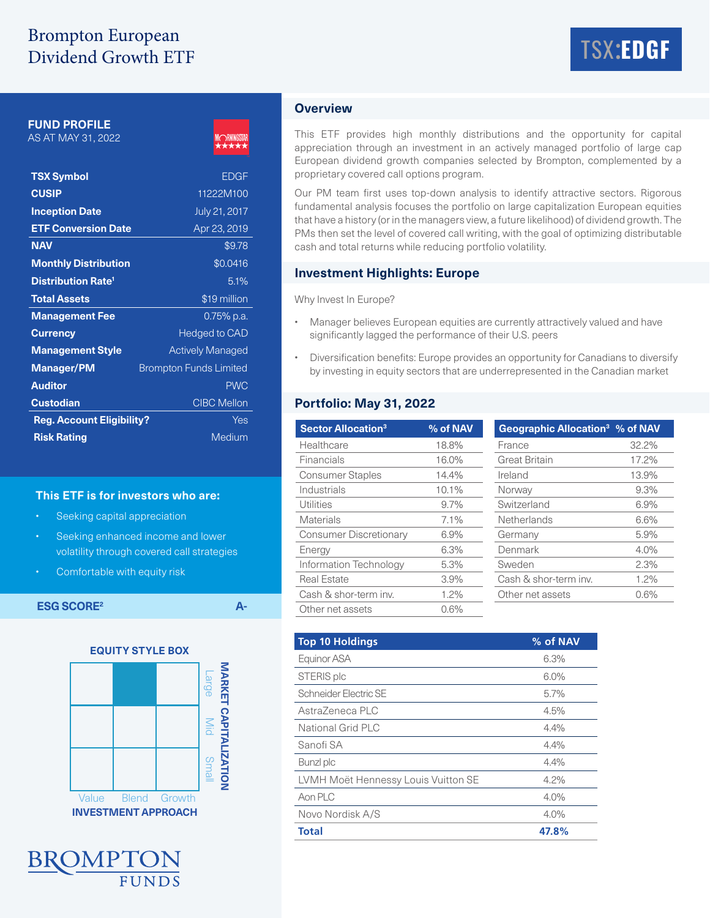# Brompton European Dividend Growth ETF

TSX:EDGF

## FUND PROFILE

AS AT MAY 31, 2022

| | |
|---|---|
| TSX Symbol | EDGF |
| CUSIP | 11222M100 |
| Inception Date | July 21, 2017 |
| ETF Conversion Date | Apr 23, 2019 |
| NAV | $9.78 |
| Monthly Distribution | $0.0416 |
| Distribution Rate[1] | 5.1% |
| Total Assets | $19 million |
| Management Fee | 0.75% p.a. |
| Currency | Hedged to CAD |
| Management Style | Actively Managed |
| Manager/PM | Brompton Funds Limited |
| Auditor | PWC |
| Custodian | CIBC Mellon |
| Reg. Account Eligibility? | Yes |
| Risk Rating | Medium |

### This ETF is for investors who are:

- Seeking capital appreciation
- Seeking enhanced income and lower volatility through covered call strategies
- Comfortable with equity risk

**ESG SCORE[2]** A-

### EQUITY STYLE BOX

| | Value | Blend | Growth |
|---|---|---|---|
| Large | | ■ | |
| Mid | | | |
| Small | | | |

INVESTMENT APPROACH / MARKET CAPITALIZATION

## Overview

This ETF provides high monthly distributions and the opportunity for capital appreciation through an investment in an actively managed portfolio of large cap European dividend growth companies selected by Brompton, complemented by a proprietary covered call options program.

Our PM team first uses top-down analysis to identify attractive sectors. Rigorous fundamental analysis focuses the portfolio on large capitalization European equities that have a history (or in the managers view, a future likelihood) of dividend growth. The PMs then set the level of covered call writing, with the goal of optimizing distributable cash and total returns while reducing portfolio volatility.

## Investment Highlights: Europe

Why Invest In Europe?

- Manager believes European equities are currently attractively valued and have significantly lagged the performance of their U.S. peers
- Diversification benefits: Europe provides an opportunity for Canadians to diversify by investing in equity sectors that are underrepresented in the Canadian market

## Portfolio: May 31, 2022

| Sector Allocation[3] | % of NAV |
|---|---|
| Healthcare | 18.8% |
| Financials | 16.0% |
| Consumer Staples | 14.4% |
| Industrials | 10.1% |
| Utilities | 9.7% |
| Materials | 7.1% |
| Consumer Discretionary | 6.9% |
| Energy | 6.3% |
| Information Technology | 5.3% |
| Real Estate | 3.9% |
| Cash & shor-term inv. | 1.2% |
| Other net assets | 0.6% |

| Geographic Allocation[3] | % of NAV |
|---|---|
| France | 32.2% |
| Great Britain | 17.2% |
| Ireland | 13.9% |
| Norway | 9.3% |
| Switzerland | 6.9% |
| Netherlands | 6.6% |
| Germany | 5.9% |
| Denmark | 4.0% |
| Sweden | 2.3% |
| Cash & shor-term inv. | 1.2% |
| Other net assets | 0.6% |

| Top 10 Holdings | % of NAV |
|---|---|
| Equinor ASA | 6.3% |
| STERIS plc | 6.0% |
| Schneider Electric SE | 5.7% |
| AstraZeneca PLC | 4.5% |
| National Grid PLC | 4.4% |
| Sanofi SA | 4.4% |
| Bunzl plc | 4.4% |
| LVMH Moët Hennessy Louis Vuitton SE | 4.2% |
| Aon PLC | 4.0% |
| Novo Nordisk A/S | 4.0% |
| **Total** | **47.8%** |

BROMPTON FUNDS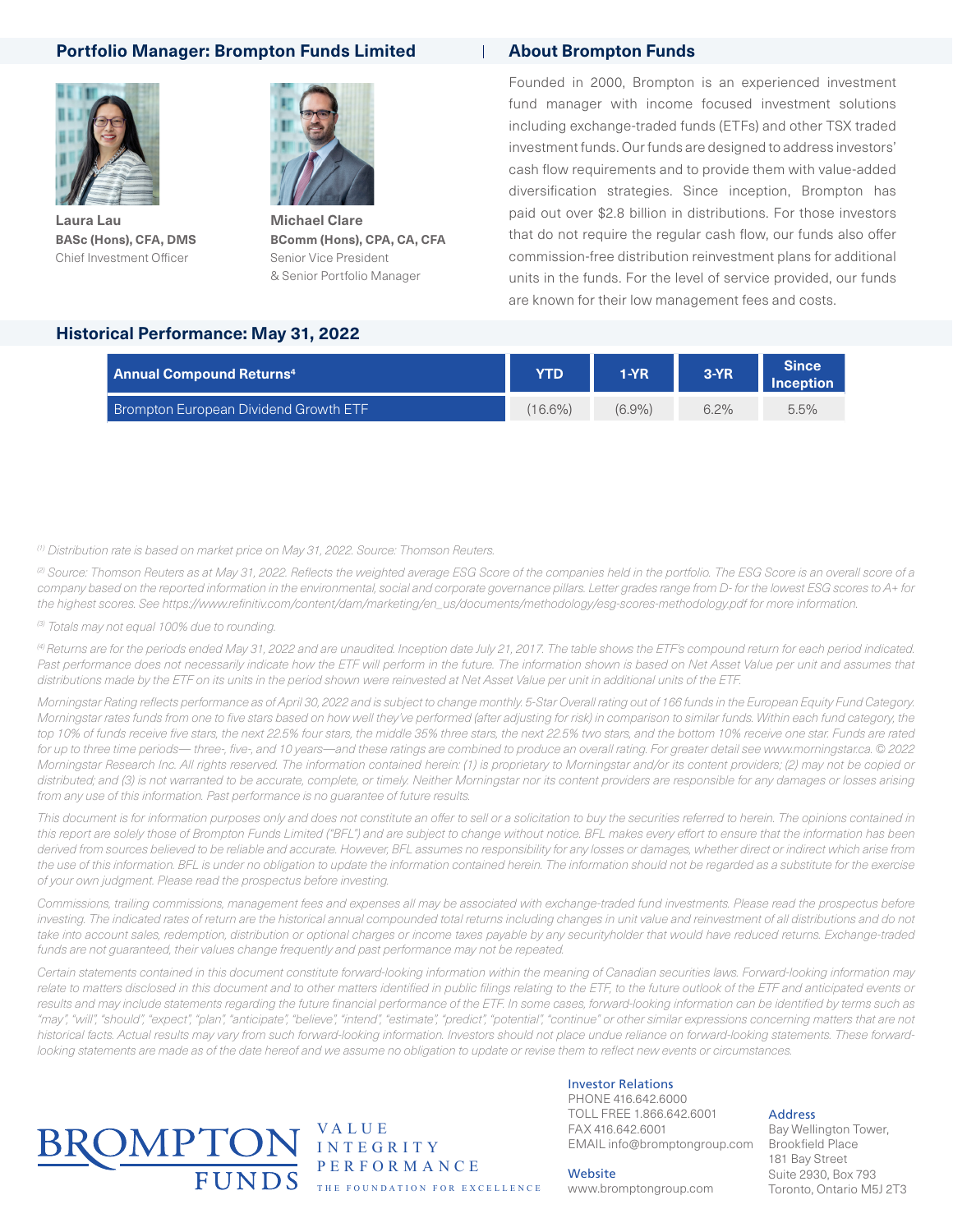## Portfolio Manager: Brompton Funds Limited

**Laura Lau**
**BASc (Hons), CFA, DMS**
Chief Investment Officer

**Michael Clare**
**BComm (Hons), CPA, CA, CFA**
Senior Vice President
& Senior Portfolio Manager

## About Brompton Funds

Founded in 2000, Brompton is an experienced investment fund manager with income focused investment solutions including exchange-traded funds (ETFs) and other TSX traded investment funds. Our funds are designed to address investors' cash flow requirements and to provide them with value-added diversification strategies. Since inception, Brompton has paid out over $2.8 billion in distributions. For those investors that do not require the regular cash flow, our funds also offer commission-free distribution reinvestment plans for additional units in the funds. For the level of service provided, our funds are known for their low management fees and costs.

## Historical Performance: May 31, 2022

| Annual Compound Returns[4] | YTD | 1-YR | 3-YR | Since Inception |
|---|---|---|---|---|
| Brompton European Dividend Growth ETF | (16.6%) | (6.9%) | 6.2% | 5.5% |

*[1] Distribution rate is based on market price on May 31, 2022. Source: Thomson Reuters.*

*[2] Source: Thomson Reuters as at May 31, 2022. Reflects the weighted average ESG Score of the companies held in the portfolio. The ESG Score is an overall score of a company based on the reported information in the environmental, social and corporate governance pillars. Letter grades range from D- for the lowest ESG scores to A+ for the highest scores. See https://www.refinitiv.com/content/dam/marketing/en_us/documents/methodology/esg-scores-methodology.pdf for more information.*

*[3] Totals may not equal 100% due to rounding.*

*[4] Returns are for the periods ended May 31, 2022 and are unaudited. Inception date July 21, 2017. The table shows the ETF's compound return for each period indicated. Past performance does not necessarily indicate how the ETF will perform in the future. The information shown is based on Net Asset Value per unit and assumes that distributions made by the ETF on its units in the period shown were reinvested at Net Asset Value per unit in additional units of the ETF.*

*Morningstar Rating reflects performance as of April 30, 2022 and is subject to change monthly. 5-Star Overall rating out of 166 funds in the European Equity Fund Category. Morningstar rates funds from one to five stars based on how well they've performed (after adjusting for risk) in comparison to similar funds. Within each fund category, the top 10% of funds receive five stars, the next 22.5% four stars, the middle 35% three stars, the next 22.5% two stars, and the bottom 10% receive one star. Funds are rated for up to three time periods— three-, five-, and 10 years—and these ratings are combined to produce an overall rating. For greater detail see www.morningstar.ca. © 2022 Morningstar Research Inc. All rights reserved. The information contained herein: (1) is proprietary to Morningstar and/or its content providers; (2) may not be copied or distributed; and (3) is not warranted to be accurate, complete, or timely. Neither Morningstar nor its content providers are responsible for any damages or losses arising from any use of this information. Past performance is no guarantee of future results.*

*This document is for information purposes only and does not constitute an offer to sell or a solicitation to buy the securities referred to herein. The opinions contained in this report are solely those of Brompton Funds Limited ("BFL") and are subject to change without notice. BFL makes every effort to ensure that the information has been derived from sources believed to be reliable and accurate. However, BFL assumes no responsibility for any losses or damages, whether direct or indirect which arise from the use of this information. BFL is under no obligation to update the information contained herein. The information should not be regarded as a substitute for the exercise of your own judgment. Please read the prospectus before investing.*

*Commissions, trailing commissions, management fees and expenses all may be associated with exchange-traded fund investments. Please read the prospectus before investing. The indicated rates of return are the historical annual compounded total returns including changes in unit value and reinvestment of all distributions and do not take into account sales, redemption, distribution or optional charges or income taxes payable by any securityholder that would have reduced returns. Exchange-traded funds are not guaranteed, their values change frequently and past performance may not be repeated.*

*Certain statements contained in this document constitute forward-looking information within the meaning of Canadian securities laws. Forward-looking information may relate to matters disclosed in this document and to other matters identified in public filings relating to the ETF, to the future outlook of the ETF and anticipated events or results and may include statements regarding the future financial performance of the ETF. In some cases, forward-looking information can be identified by terms such as "may", "will", "should", "expect", "plan", "anticipate", "believe", "intend", "estimate", "predict", "potential", "continue" or other similar expressions concerning matters that are not historical facts. Actual results may vary from such forward-looking information. Investors should not place undue reliance on forward-looking statements. These forward-looking statements are made as of the date hereof and we assume no obligation to update or revise them to reflect new events or circumstances.*

BROMPTON FUNDS

VALUE
INTEGRITY
PERFORMANCE
THE FOUNDATION FOR EXCELLENCE

**Investor Relations**
PHONE 416.642.6000
TOLL FREE 1.866.642.6001
FAX 416.642.6001
EMAIL info@bromptongroup.com

**Website**
www.bromptongroup.com

**Address**
Bay Wellington Tower,
Brookfield Place
181 Bay Street
Suite 2930, Box 793
Toronto, Ontario M5J 2T3